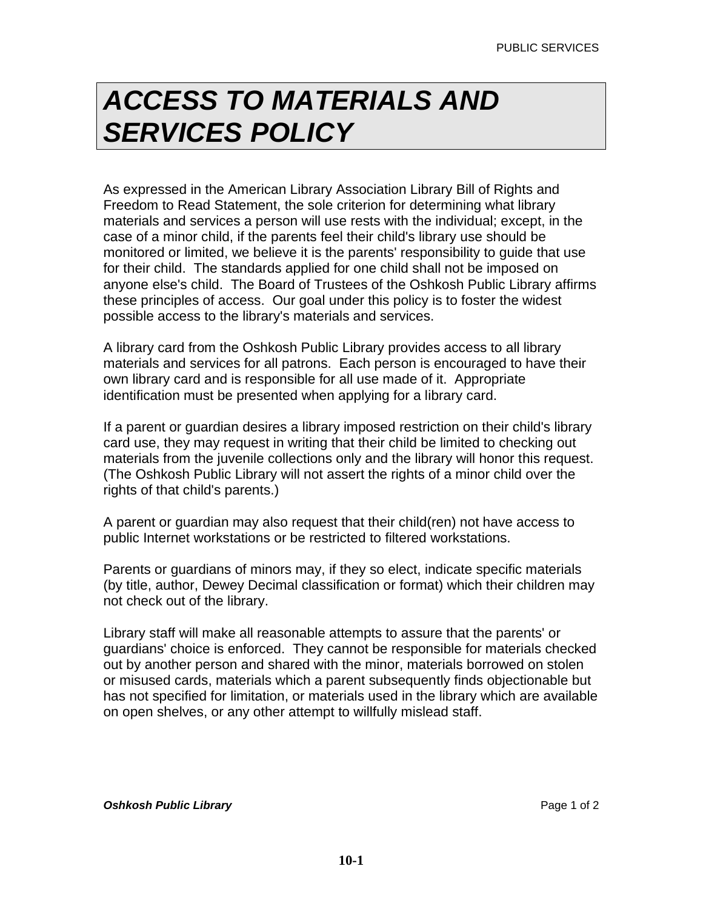# *ACCESS TO MATERIALS AND SERVICES POLICY*

As expressed in the American Library Association Library Bill of Rights and Freedom to Read Statement, the sole criterion for determining what library materials and services a person will use rests with the individual; except, in the case of a minor child, if the parents feel their child's library use should be monitored or limited, we believe it is the parents' responsibility to guide that use for their child. The standards applied for one child shall not be imposed on anyone else's child. The Board of Trustees of the Oshkosh Public Library affirms these principles of access. Our goal under this policy is to foster the widest possible access to the library's materials and services.

A library card from the Oshkosh Public Library provides access to all library materials and services for all patrons. Each person is encouraged to have their own library card and is responsible for all use made of it. Appropriate identification must be presented when applying for a library card.

If a parent or guardian desires a library imposed restriction on their child's library card use, they may request in writing that their child be limited to checking out materials from the juvenile collections only and the library will honor this request. (The Oshkosh Public Library will not assert the rights of a minor child over the rights of that child's parents.)

A parent or guardian may also request that their child(ren) not have access to public Internet workstations or be restricted to filtered workstations.

Parents or guardians of minors may, if they so elect, indicate specific materials (by title, author, Dewey Decimal classification or format) which their children may not check out of the library.

Library staff will make all reasonable attempts to assure that the parents' or guardians' choice is enforced. They cannot be responsible for materials checked out by another person and shared with the minor, materials borrowed on stolen or misused cards, materials which a parent subsequently finds objectionable but has not specified for limitation, or materials used in the library which are available on open shelves, or any other attempt to willfully mislead staff.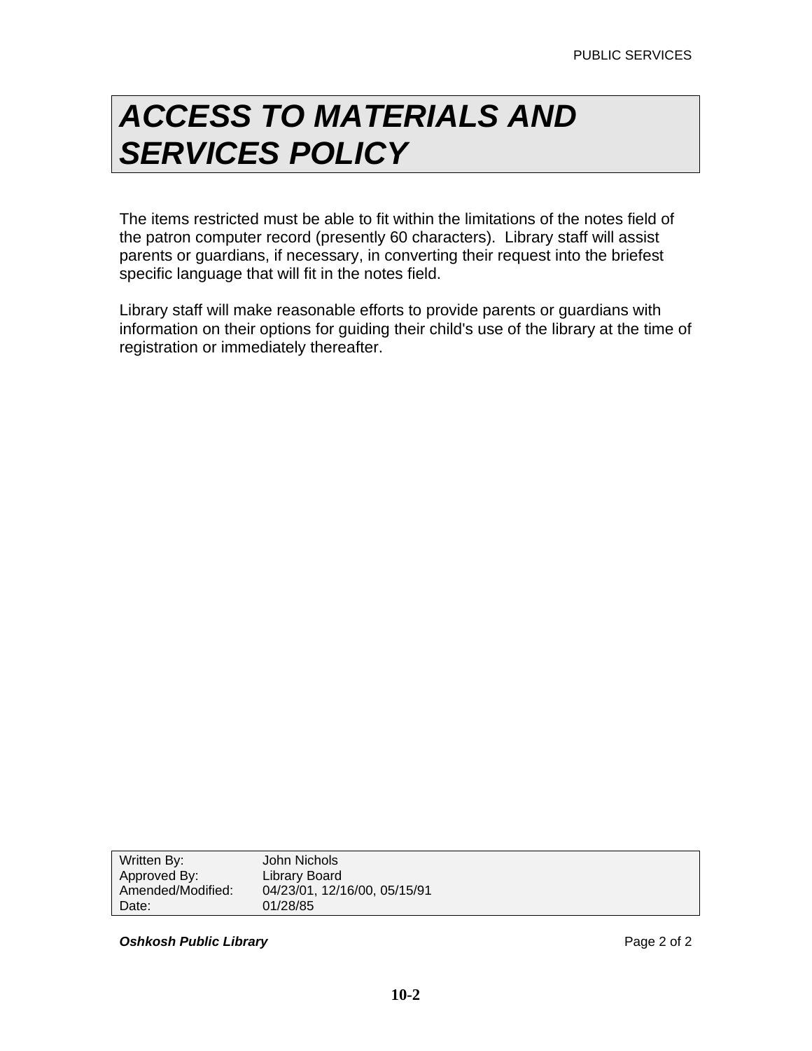# ACCESS TO MATERIALS AND SERVICES POLICY

The items restricted must be able to fit within the limitations of the notes field of the patron computer record (presently 60 characters). Library staff will assist parents or guardians, if necessary, in converting their request into the briefest specific language that will fit in the notes field.

Library staff will make reasonable efforts to provide parents or guardians with information on their options for guiding their child's use of the library at the time of registration or immediately thereafter.

| | |
|---|---|
| Written By: | John Nichols |
| Approved By: | Library Board |
| Amended/Modified: | 04/23/01, 12/16/00, 05/15/91 |
| Date: | 01/28/85 |